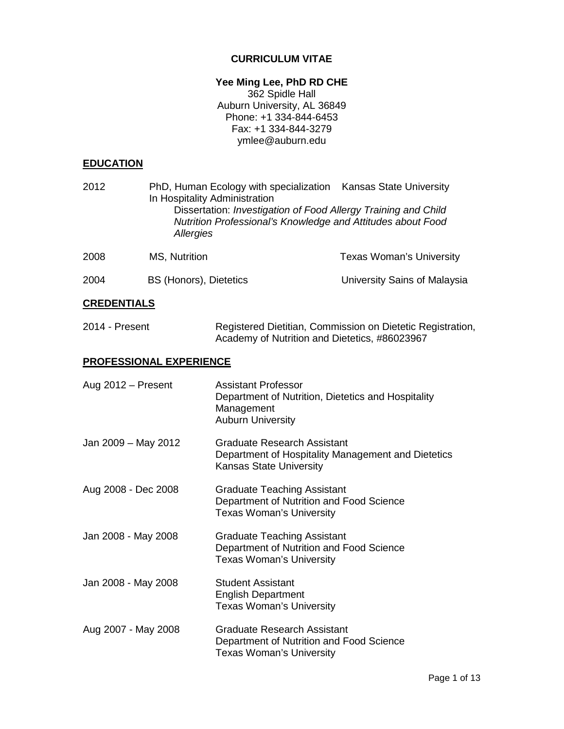# CURRICULUM VITAE

**Yee Ming Lee, PhD RD CHE**
362 Spidle Hall
Auburn University, AL 36849
Phone: +1 334-844-6453
Fax: +1 334-844-3279
ymlee@auburn.edu

## EDUCATION

2012 — PhD, Human Ecology with specialization In Hospitality Administration — Kansas State University
Dissertation: *Investigation of Food Allergy Training and Child Nutrition Professional's Knowledge and Attitudes about Food Allergies*

2008 — MS, Nutrition — Texas Woman's University

2004 — BS (Honors), Dietetics — University Sains of Malaysia

## CREDENTIALS

2014 - Present — Registered Dietitian, Commission on Dietetic Registration, Academy of Nutrition and Dietetics, #86023967

## PROFESSIONAL EXPERIENCE

Aug 2012 – Present
Assistant Professor
Department of Nutrition, Dietetics and Hospitality Management
Auburn University

Jan 2009 – May 2012
Graduate Research Assistant
Department of Hospitality Management and Dietetics
Kansas State University

Aug 2008 - Dec 2008
Graduate Teaching Assistant
Department of Nutrition and Food Science
Texas Woman's University

Jan 2008 - May 2008
Graduate Teaching Assistant
Department of Nutrition and Food Science
Texas Woman's University

Jan 2008 - May 2008
Student Assistant
English Department
Texas Woman's University

Aug 2007 - May 2008
Graduate Research Assistant
Department of Nutrition and Food Science
Texas Woman's University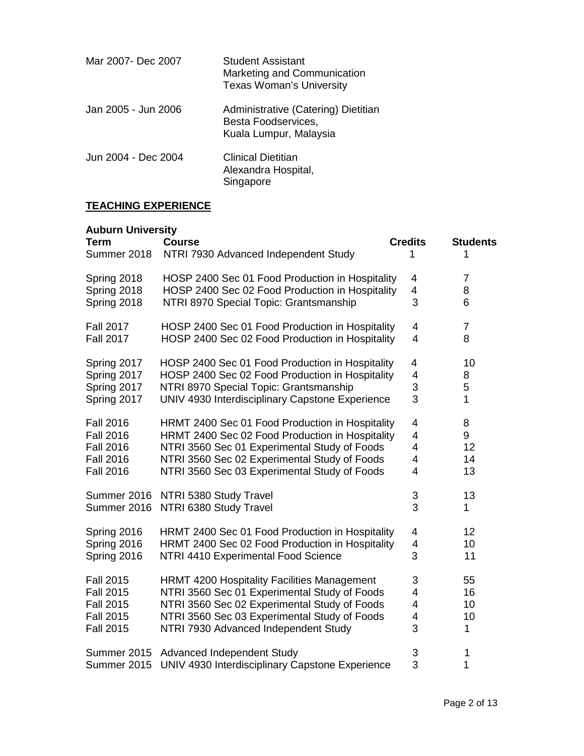| | |
|---|---|
| Mar 2007- Dec 2007 | Student Assistant<br>Marketing and Communication<br>Texas Woman's University |
| Jan 2005 - Jun 2006 | Administrative (Catering) Dietitian<br>Besta Foodservices,<br>Kuala Lumpur, Malaysia |
| Jun 2004 - Dec 2004 | Clinical Dietitian<br>Alexandra Hospital,<br>Singapore |

## TEACHING EXPERIENCE

**Auburn University**

| Term | Course | Credits | Students |
|---|---|---|---|
| Summer 2018 | NTRI 7930 Advanced Independent Study | 1 | 1 |
| Spring 2018 | HOSP 2400 Sec 01 Food Production in Hospitality | 4 | 7 |
| Spring 2018 | HOSP 2400 Sec 02 Food Production in Hospitality | 4 | 8 |
| Spring 2018 | NTRI 8970 Special Topic: Grantsmanship | 3 | 6 |
| Fall 2017 | HOSP 2400 Sec 01 Food Production in Hospitality | 4 | 7 |
| Fall 2017 | HOSP 2400 Sec 02 Food Production in Hospitality | 4 | 8 |
| Spring 2017 | HOSP 2400 Sec 01 Food Production in Hospitality | 4 | 10 |
| Spring 2017 | HOSP 2400 Sec 02 Food Production in Hospitality | 4 | 8 |
| Spring 2017 | NTRI 8970 Special Topic: Grantsmanship | 3 | 5 |
| Spring 2017 | UNIV 4930 Interdisciplinary Capstone Experience | 3 | 1 |
| Fall 2016 | HRMT 2400 Sec 01 Food Production in Hospitality | 4 | 8 |
| Fall 2016 | HRMT 2400 Sec 02 Food Production in Hospitality | 4 | 9 |
| Fall 2016 | NTRI 3560 Sec 01 Experimental Study of Foods | 4 | 12 |
| Fall 2016 | NTRI 3560 Sec 02 Experimental Study of Foods | 4 | 14 |
| Fall 2016 | NTRI 3560 Sec 03 Experimental Study of Foods | 4 | 13 |
| Summer 2016 | NTRI 5380 Study Travel | 3 | 13 |
| Summer 2016 | NTRI 6380 Study Travel | 3 | 1 |
| Spring 2016 | HRMT 2400 Sec 01 Food Production in Hospitality | 4 | 12 |
| Spring 2016 | HRMT 2400 Sec 02 Food Production in Hospitality | 4 | 10 |
| Spring 2016 | NTRI 4410 Experimental Food Science | 3 | 11 |
| Fall 2015 | HRMT 4200 Hospitality Facilities Management | 3 | 55 |
| Fall 2015 | NTRI 3560 Sec 01 Experimental Study of Foods | 4 | 16 |
| Fall 2015 | NTRI 3560 Sec 02 Experimental Study of Foods | 4 | 10 |
| Fall 2015 | NTRI 3560 Sec 03 Experimental Study of Foods | 4 | 10 |
| Fall 2015 | NTRI 7930 Advanced Independent Study | 3 | 1 |
| Summer 2015 | Advanced Independent Study | 3 | 1 |
| Summer 2015 | UNIV 4930 Interdisciplinary Capstone Experience | 3 | 1 |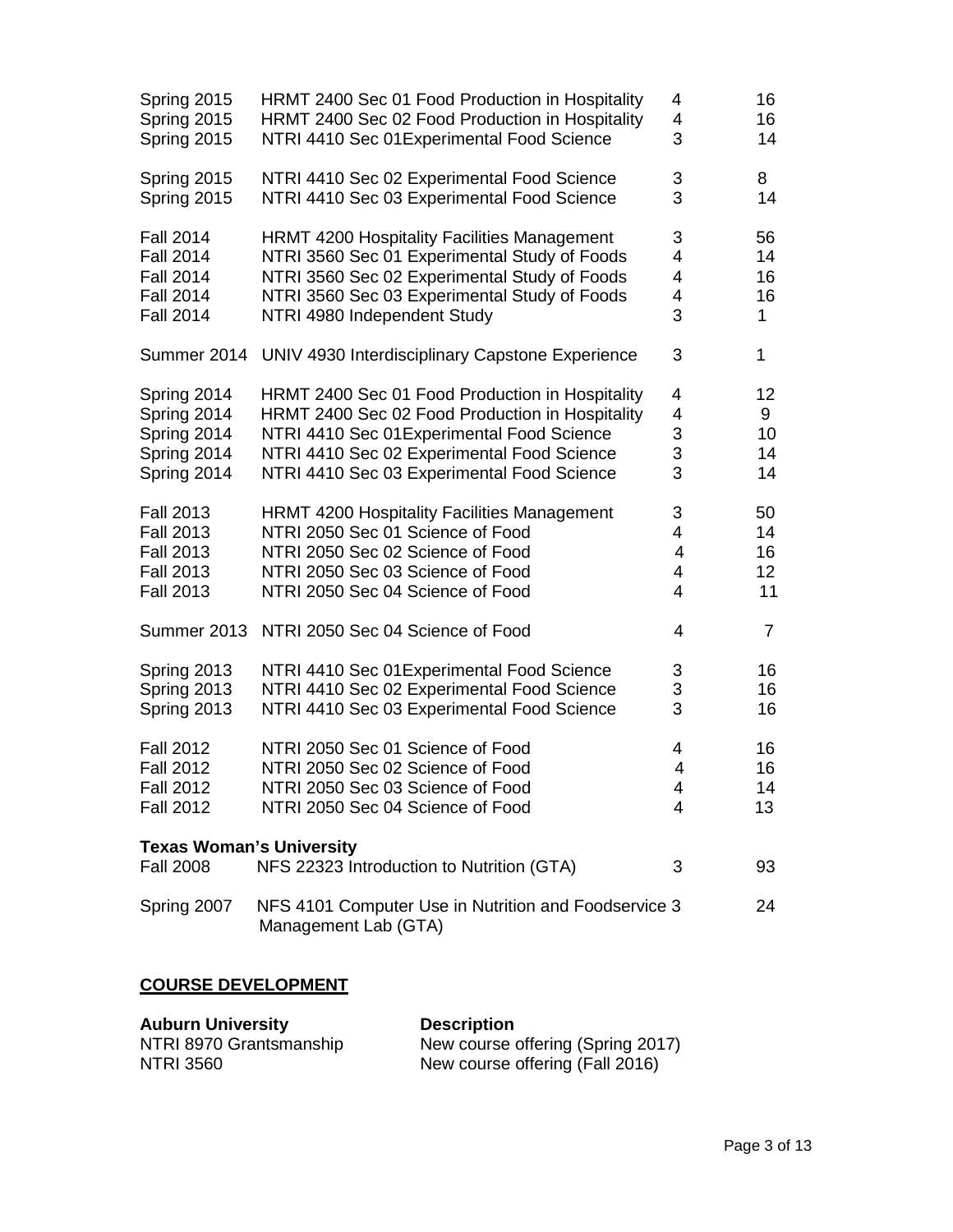| | | | |
|---|---|---|---|
| Spring 2015 | HRMT 2400 Sec 01 Food Production in Hospitality | 4 | 16 |
| Spring 2015 | HRMT 2400 Sec 02 Food Production in Hospitality | 4 | 16 |
| Spring 2015 | NTRI 4410 Sec 01Experimental Food Science | 3 | 14 |
| Spring 2015 | NTRI 4410 Sec 02 Experimental Food Science | 3 | 8 |
| Spring 2015 | NTRI 4410 Sec 03 Experimental Food Science | 3 | 14 |
| Fall 2014 | HRMT 4200 Hospitality Facilities Management | 3 | 56 |
| Fall 2014 | NTRI 3560 Sec 01 Experimental Study of Foods | 4 | 14 |
| Fall 2014 | NTRI 3560 Sec 02 Experimental Study of Foods | 4 | 16 |
| Fall 2014 | NTRI 3560 Sec 03 Experimental Study of Foods | 4 | 16 |
| Fall 2014 | NTRI 4980 Independent Study | 3 | 1 |
| Summer 2014 | UNIV 4930 Interdisciplinary Capstone Experience | 3 | 1 |
| Spring 2014 | HRMT 2400 Sec 01 Food Production in Hospitality | 4 | 12 |
| Spring 2014 | HRMT 2400 Sec 02 Food Production in Hospitality | 4 | 9 |
| Spring 2014 | NTRI 4410 Sec 01Experimental Food Science | 3 | 10 |
| Spring 2014 | NTRI 4410 Sec 02 Experimental Food Science | 3 | 14 |
| Spring 2014 | NTRI 4410 Sec 03 Experimental Food Science | 3 | 14 |
| Fall 2013 | HRMT 4200 Hospitality Facilities Management | 3 | 50 |
| Fall 2013 | NTRI 2050 Sec 01 Science of Food | 4 | 14 |
| Fall 2013 | NTRI 2050 Sec 02 Science of Food | 4 | 16 |
| Fall 2013 | NTRI 2050 Sec 03 Science of Food | 4 | 12 |
| Fall 2013 | NTRI 2050 Sec 04 Science of Food | 4 | 11 |
| Summer 2013 | NTRI 2050 Sec 04 Science of Food | 4 | 7 |
| Spring 2013 | NTRI 4410 Sec 01Experimental Food Science | 3 | 16 |
| Spring 2013 | NTRI 4410 Sec 02 Experimental Food Science | 3 | 16 |
| Spring 2013 | NTRI 4410 Sec 03 Experimental Food Science | 3 | 16 |
| Fall 2012 | NTRI 2050 Sec 01 Science of Food | 4 | 16 |
| Fall 2012 | NTRI 2050 Sec 02 Science of Food | 4 | 16 |
| Fall 2012 | NTRI 2050 Sec 03 Science of Food | 4 | 14 |
| Fall 2012 | NTRI 2050 Sec 04 Science of Food | 4 | 13 |

**Texas Woman's University**

| | | | |
|---|---|---|---|
| Fall 2008 | NFS 22323 Introduction to Nutrition (GTA) | 3 | 93 |
| Spring 2007 | NFS 4101 Computer Use in Nutrition and Foodservice Management Lab (GTA) | 3 | 24 |

## COURSE DEVELOPMENT

| **Auburn University** | **Description** |
|---|---|
| NTRI 8970 Grantsmanship | New course offering (Spring 2017) |
| NTRI 3560 | New course offering (Fall 2016) |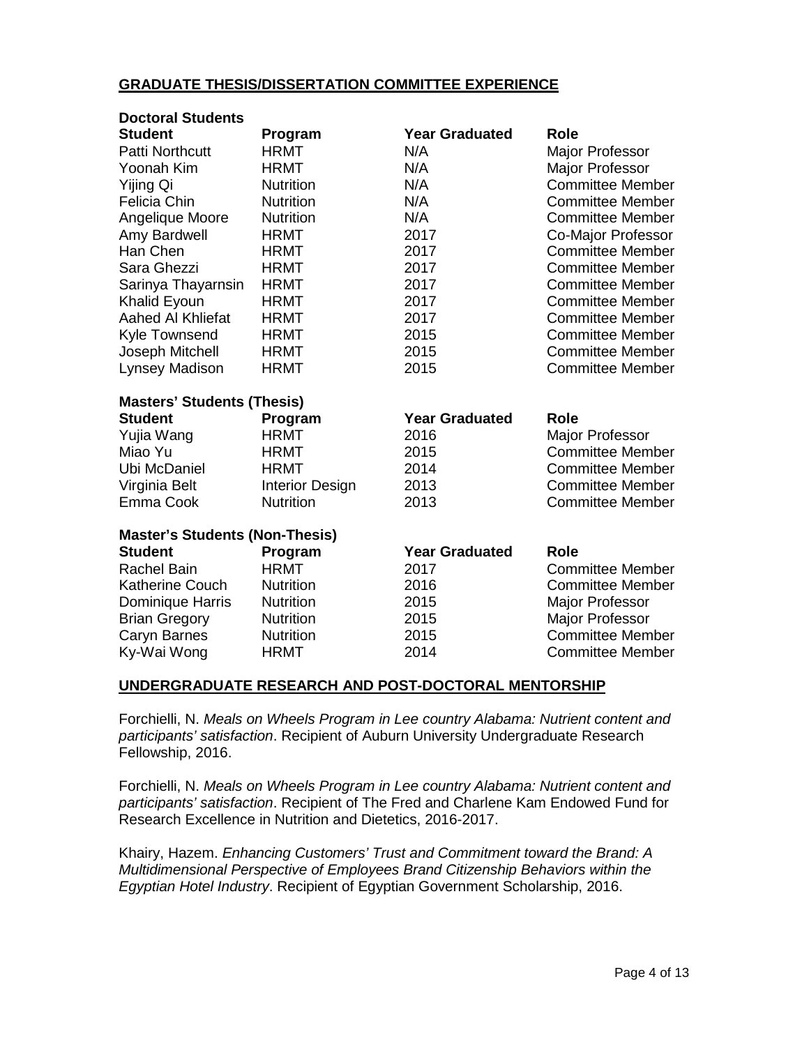## GRADUATE THESIS/DISSERTATION COMMITTEE EXPERIENCE

### Doctoral Students

| Student | Program | Year Graduated | Role |
|---|---|---|---|
| Patti Northcutt | HRMT | N/A | Major Professor |
| Yoonah Kim | HRMT | N/A | Major Professor |
| Yijing Qi | Nutrition | N/A | Committee Member |
| Felicia Chin | Nutrition | N/A | Committee Member |
| Angelique Moore | Nutrition | N/A | Committee Member |
| Amy Bardwell | HRMT | 2017 | Co-Major Professor |
| Han Chen | HRMT | 2017 | Committee Member |
| Sara Ghezzi | HRMT | 2017 | Committee Member |
| Sarinya Thayarnsin | HRMT | 2017 | Committee Member |
| Khalid Eyoun | HRMT | 2017 | Committee Member |
| Aahed Al Khliefat | HRMT | 2017 | Committee Member |
| Kyle Townsend | HRMT | 2015 | Committee Member |
| Joseph Mitchell | HRMT | 2015 | Committee Member |
| Lynsey Madison | HRMT | 2015 | Committee Member |

### Masters' Students (Thesis)

| Student | Program | Year Graduated | Role |
|---|---|---|---|
| Yujia Wang | HRMT | 2016 | Major Professor |
| Miao Yu | HRMT | 2015 | Committee Member |
| Ubi McDaniel | HRMT | 2014 | Committee Member |
| Virginia Belt | Interior Design | 2013 | Committee Member |
| Emma Cook | Nutrition | 2013 | Committee Member |

### Master's Students (Non-Thesis)

| Student | Program | Year Graduated | Role |
|---|---|---|---|
| Rachel Bain | HRMT | 2017 | Committee Member |
| Katherine Couch | Nutrition | 2016 | Committee Member |
| Dominique Harris | Nutrition | 2015 | Major Professor |
| Brian Gregory | Nutrition | 2015 | Major Professor |
| Caryn Barnes | Nutrition | 2015 | Committee Member |
| Ky-Wai Wong | HRMT | 2014 | Committee Member |

## UNDERGRADUATE RESEARCH AND POST-DOCTORAL MENTORSHIP

Forchielli, N. *Meals on Wheels Program in Lee country Alabama: Nutrient content and participants' satisfaction*. Recipient of Auburn University Undergraduate Research Fellowship, 2016.

Forchielli, N. *Meals on Wheels Program in Lee country Alabama: Nutrient content and participants' satisfaction*. Recipient of The Fred and Charlene Kam Endowed Fund for Research Excellence in Nutrition and Dietetics, 2016-2017.

Khairy, Hazem. *Enhancing Customers' Trust and Commitment toward the Brand: A Multidimensional Perspective of Employees Brand Citizenship Behaviors within the Egyptian Hotel Industry*. Recipient of Egyptian Government Scholarship, 2016.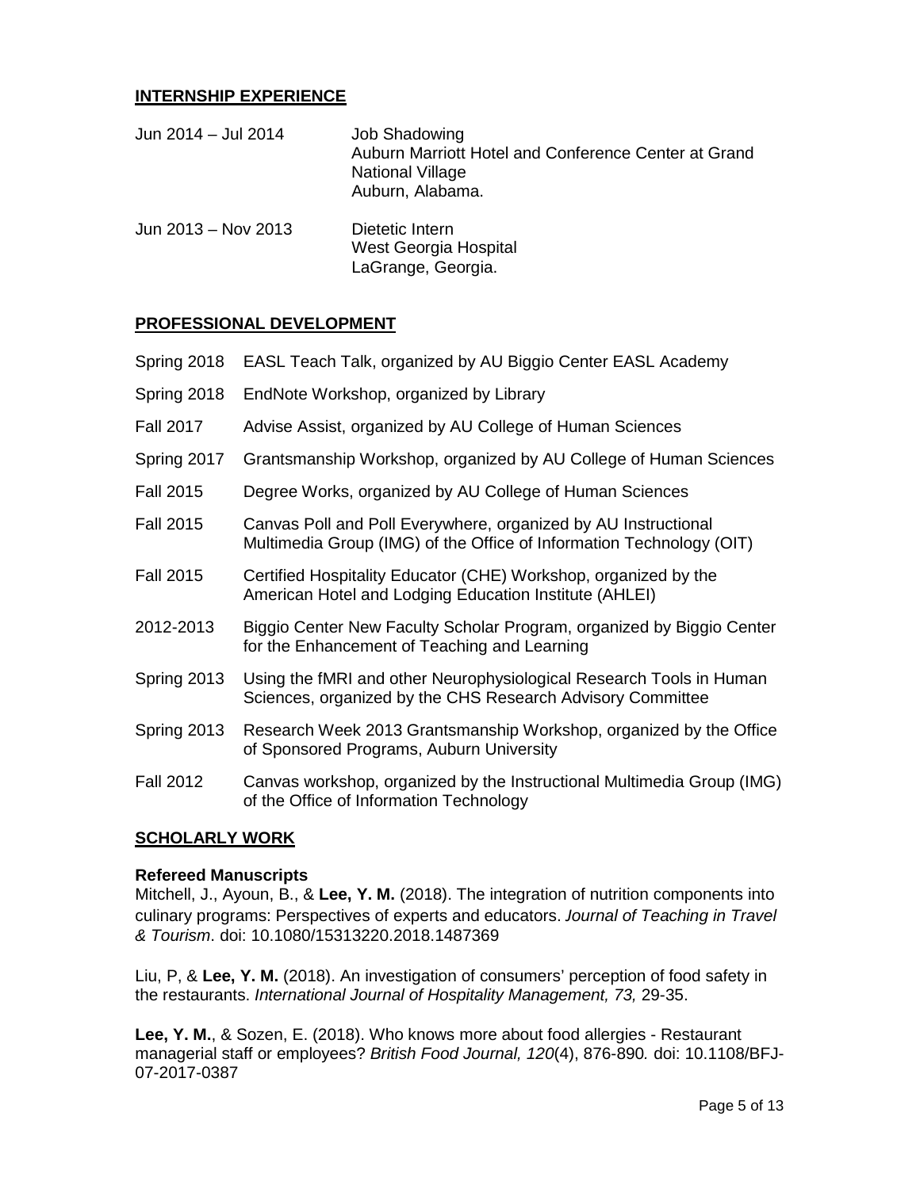## INTERNSHIP EXPERIENCE

Jun 2014 – Jul 2014 Job Shadowing
Auburn Marriott Hotel and Conference Center at Grand National Village
Auburn, Alabama.

Jun 2013 – Nov 2013 Dietetic Intern
West Georgia Hospital
LaGrange, Georgia.

## PROFESSIONAL DEVELOPMENT

Spring 2018 EASL Teach Talk, organized by AU Biggio Center EASL Academy

Spring 2018 EndNote Workshop, organized by Library

Fall 2017 Advise Assist, organized by AU College of Human Sciences

Spring 2017 Grantsmanship Workshop, organized by AU College of Human Sciences

Fall 2015 Degree Works, organized by AU College of Human Sciences

Fall 2015 Canvas Poll and Poll Everywhere, organized by AU Instructional Multimedia Group (IMG) of the Office of Information Technology (OIT)

Fall 2015 Certified Hospitality Educator (CHE) Workshop, organized by the American Hotel and Lodging Education Institute (AHLEI)

2012-2013 Biggio Center New Faculty Scholar Program, organized by Biggio Center for the Enhancement of Teaching and Learning

Spring 2013 Using the fMRI and other Neurophysiological Research Tools in Human Sciences, organized by the CHS Research Advisory Committee

Spring 2013 Research Week 2013 Grantsmanship Workshop, organized by the Office of Sponsored Programs, Auburn University

Fall 2012 Canvas workshop, organized by the Instructional Multimedia Group (IMG) of the Office of Information Technology

## SCHOLARLY WORK

### Refereed Manuscripts

Mitchell, J., Ayoun, B., & **Lee, Y. M.** (2018). The integration of nutrition components into culinary programs: Perspectives of experts and educators. *Journal of Teaching in Travel & Tourism*. doi: 10.1080/15313220.2018.1487369

Liu, P, & **Lee, Y. M.** (2018). An investigation of consumers' perception of food safety in the restaurants. *International Journal of Hospitality Management, 73,* 29-35.

**Lee, Y. M.**, & Sozen, E. (2018). Who knows more about food allergies - Restaurant managerial staff or employees? *British Food Journal, 120*(4), 876-890*.* doi: 10.1108/BFJ-07-2017-0387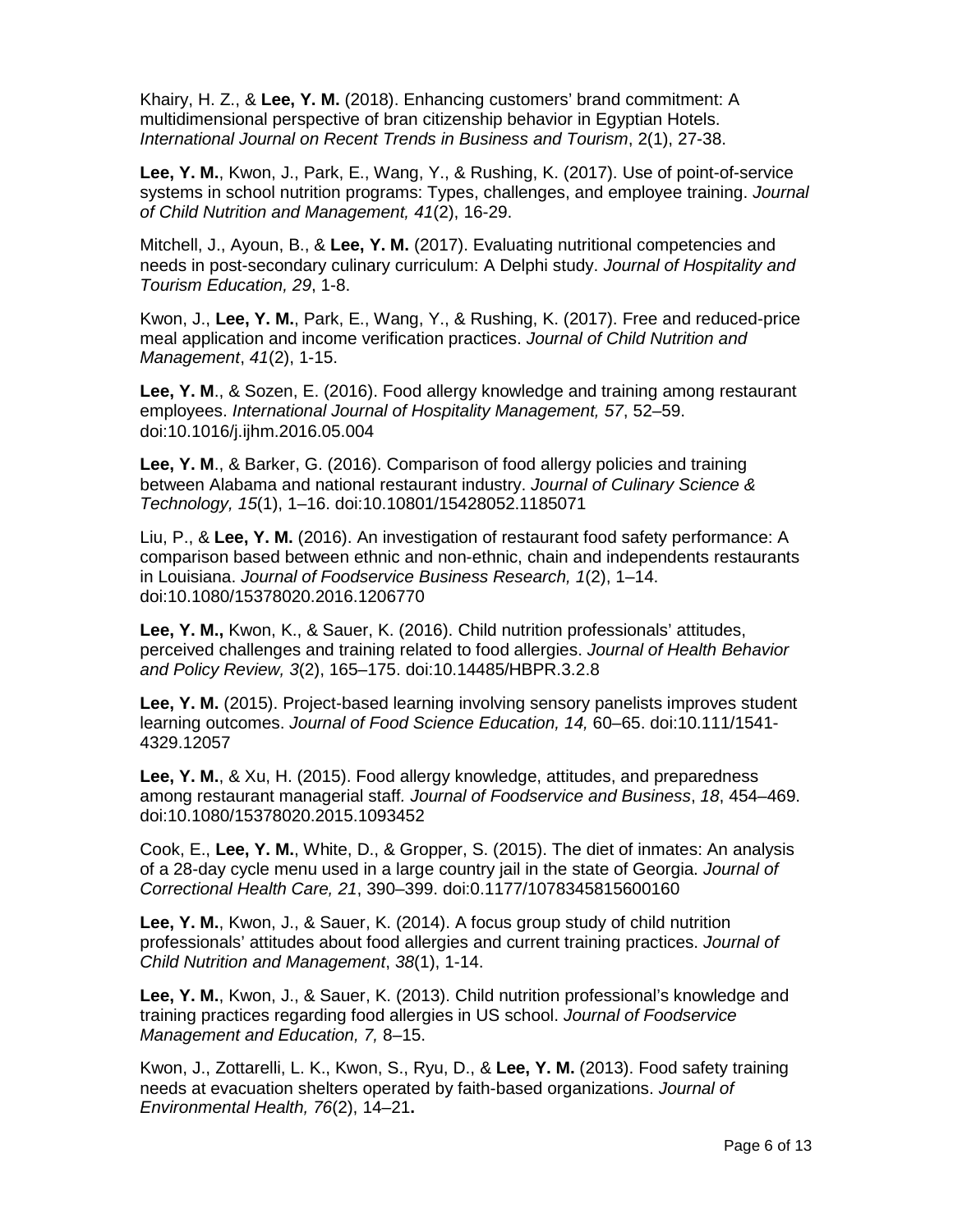Khairy, H. Z., & **Lee, Y. M.** (2018). Enhancing customers' brand commitment: A multidimensional perspective of bran citizenship behavior in Egyptian Hotels. *International Journal on Recent Trends in Business and Tourism*, 2(1), 27-38.

**Lee, Y. M.**, Kwon, J., Park, E., Wang, Y., & Rushing, K. (2017). Use of point-of-service systems in school nutrition programs: Types, challenges, and employee training. *Journal of Child Nutrition and Management, 41*(2), 16-29.

Mitchell, J., Ayoun, B., & **Lee, Y. M.** (2017). Evaluating nutritional competencies and needs in post-secondary culinary curriculum: A Delphi study. *Journal of Hospitality and Tourism Education, 29*, 1-8.

Kwon, J., **Lee, Y. M.**, Park, E., Wang, Y., & Rushing, K. (2017). Free and reduced-price meal application and income verification practices. *Journal of Child Nutrition and Management*, *41*(2), 1-15.

**Lee, Y. M**., & Sozen, E. (2016). Food allergy knowledge and training among restaurant employees. *International Journal of Hospitality Management, 57*, 52–59. doi:10.1016/j.ijhm.2016.05.004

**Lee, Y. M**., & Barker, G. (2016). Comparison of food allergy policies and training between Alabama and national restaurant industry. *Journal of Culinary Science & Technology, 15*(1), 1–16. doi:10.10801/15428052.1185071

Liu, P., & **Lee, Y. M.** (2016). An investigation of restaurant food safety performance: A comparison based between ethnic and non-ethnic, chain and independents restaurants in Louisiana. *Journal of Foodservice Business Research, 1*(2), 1–14. doi:10.1080/15378020.2016.1206770

**Lee, Y. M.,** Kwon, K., & Sauer, K. (2016). Child nutrition professionals' attitudes, perceived challenges and training related to food allergies. *Journal of Health Behavior and Policy Review, 3*(2), 165–175. doi:10.14485/HBPR.3.2.8

**Lee, Y. M.** (2015). Project-based learning involving sensory panelists improves student learning outcomes. *Journal of Food Science Education, 14,* 60–65. doi:10.111/1541-4329.12057

**Lee, Y. M.**, & Xu, H. (2015). Food allergy knowledge, attitudes, and preparedness among restaurant managerial staff*. Journal of Foodservice and Business*, *18*, 454–469. doi:10.1080/15378020.2015.1093452

Cook, E., **Lee, Y. M.**, White, D., & Gropper, S. (2015). The diet of inmates: An analysis of a 28-day cycle menu used in a large country jail in the state of Georgia. *Journal of Correctional Health Care, 21*, 390–399. doi:0.1177/1078345815600160

**Lee, Y. M.**, Kwon, J., & Sauer, K. (2014). A focus group study of child nutrition professionals' attitudes about food allergies and current training practices. *Journal of Child Nutrition and Management*, *38*(1), 1-14.

**Lee, Y. M.**, Kwon, J., & Sauer, K. (2013). Child nutrition professional's knowledge and training practices regarding food allergies in US school. *Journal of Foodservice Management and Education, 7,* 8–15.

Kwon, J., Zottarelli, L. K., Kwon, S., Ryu, D., & **Lee, Y. M.** (2013). Food safety training needs at evacuation shelters operated by faith-based organizations. *Journal of Environmental Health, 76*(2), 14–21.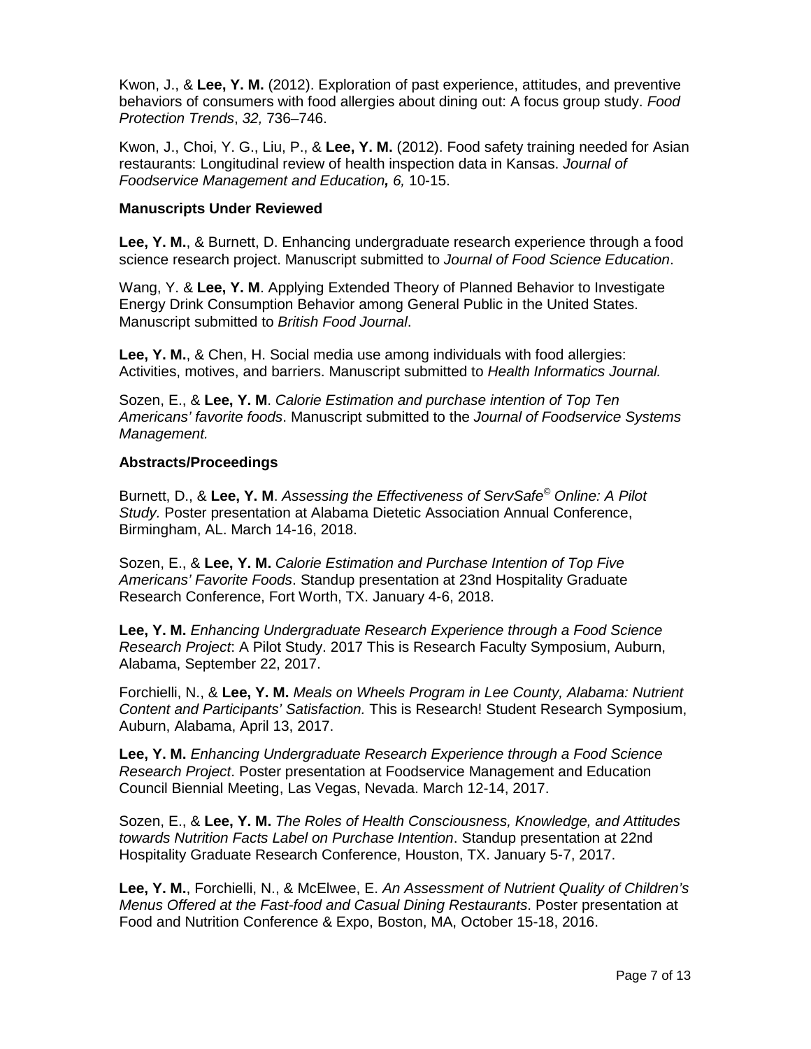Kwon, J., & **Lee, Y. M.** (2012). Exploration of past experience, attitudes, and preventive behaviors of consumers with food allergies about dining out: A focus group study. *Food Protection Trends*, *32,* 736–746.

Kwon, J., Choi, Y. G., Liu, P., & **Lee, Y. M.** (2012). Food safety training needed for Asian restaurants: Longitudinal review of health inspection data in Kansas. *Journal of Foodservice Management and Education***,** *6,* 10-15.

### Manuscripts Under Reviewed

**Lee, Y. M.**, & Burnett, D. Enhancing undergraduate research experience through a food science research project. Manuscript submitted to *Journal of Food Science Education*.

Wang, Y. & **Lee, Y. M**. Applying Extended Theory of Planned Behavior to Investigate Energy Drink Consumption Behavior among General Public in the United States. Manuscript submitted to *British Food Journal*.

**Lee, Y. M.**, & Chen, H. Social media use among individuals with food allergies: Activities, motives, and barriers. Manuscript submitted to *Health Informatics Journal.*

Sozen, E., & **Lee, Y. M**. *Calorie Estimation and purchase intention of Top Ten Americans' favorite foods*. Manuscript submitted to the *Journal of Foodservice Systems Management.*

### Abstracts/Proceedings

Burnett, D., & **Lee, Y. M**. *Assessing the Effectiveness of ServSafe© Online: A Pilot Study.* Poster presentation at Alabama Dietetic Association Annual Conference, Birmingham, AL. March 14-16, 2018.

Sozen, E., & **Lee, Y. M.** *Calorie Estimation and Purchase Intention of Top Five Americans' Favorite Foods*. Standup presentation at 23nd Hospitality Graduate Research Conference, Fort Worth, TX. January 4-6, 2018.

**Lee, Y. M.** *Enhancing Undergraduate Research Experience through a Food Science Research Project*: A Pilot Study. 2017 This is Research Faculty Symposium, Auburn, Alabama, September 22, 2017.

Forchielli, N., & **Lee, Y. M.** *Meals on Wheels Program in Lee County, Alabama: Nutrient Content and Participants' Satisfaction.* This is Research! Student Research Symposium, Auburn, Alabama, April 13, 2017.

**Lee, Y. M.** *Enhancing Undergraduate Research Experience through a Food Science Research Project*. Poster presentation at Foodservice Management and Education Council Biennial Meeting, Las Vegas, Nevada. March 12-14, 2017.

Sozen, E., & **Lee, Y. M.** *The Roles of Health Consciousness, Knowledge, and Attitudes towards Nutrition Facts Label on Purchase Intention*. Standup presentation at 22nd Hospitality Graduate Research Conference, Houston, TX. January 5-7, 2017.

**Lee, Y. M.**, Forchielli, N., & McElwee, E. *An Assessment of Nutrient Quality of Children's Menus Offered at the Fast-food and Casual Dining Restaurants*. Poster presentation at Food and Nutrition Conference & Expo, Boston, MA, October 15-18, 2016.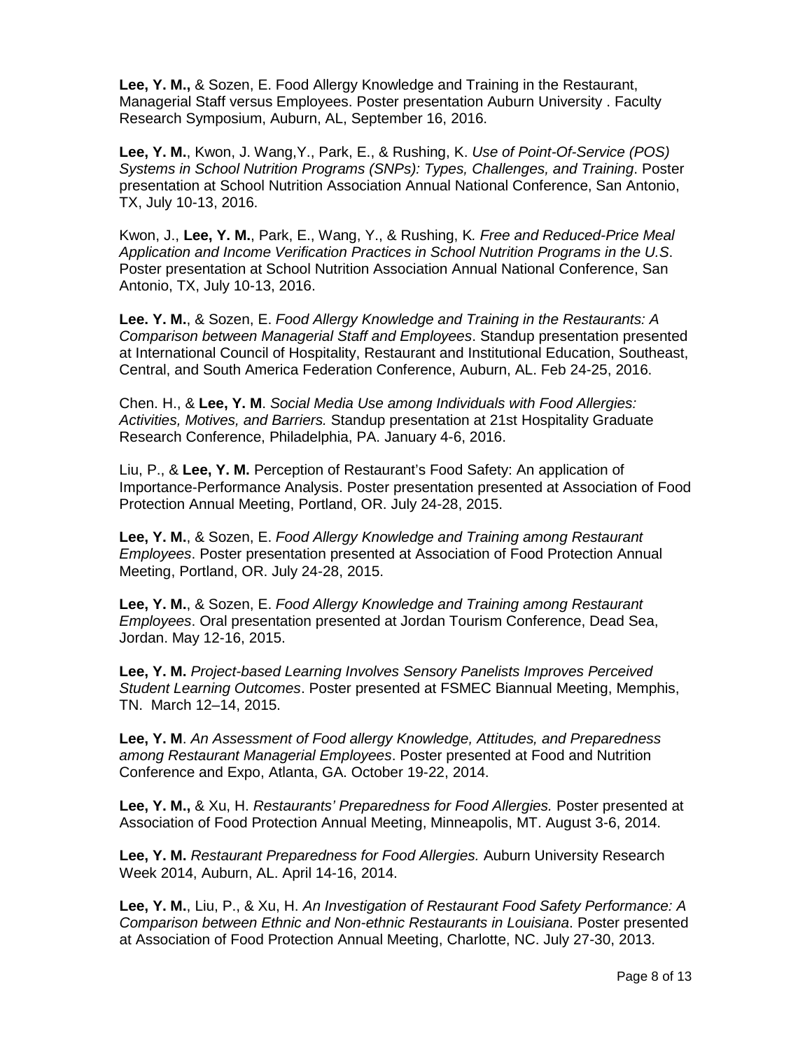**Lee, Y. M.,** & Sozen, E. Food Allergy Knowledge and Training in the Restaurant, Managerial Staff versus Employees. Poster presentation Auburn University . Faculty Research Symposium, Auburn, AL, September 16, 2016.

**Lee, Y. M.**, Kwon, J. Wang,Y., Park, E., & Rushing, K. *Use of Point-Of-Service (POS) Systems in School Nutrition Programs (SNPs): Types, Challenges, and Training*. Poster presentation at School Nutrition Association Annual National Conference, San Antonio, TX, July 10-13, 2016.

Kwon, J., **Lee, Y. M.**, Park, E., Wang, Y., & Rushing, K*. Free and Reduced-Price Meal Application and Income Verification Practices in School Nutrition Programs in the U.S*. Poster presentation at School Nutrition Association Annual National Conference, San Antonio, TX, July 10-13, 2016.

**Lee. Y. M.**, & Sozen, E. *Food Allergy Knowledge and Training in the Restaurants: A Comparison between Managerial Staff and Employees*. Standup presentation presented at International Council of Hospitality, Restaurant and Institutional Education, Southeast, Central, and South America Federation Conference, Auburn, AL. Feb 24-25, 2016.

Chen. H., & **Lee, Y. M**. *Social Media Use among Individuals with Food Allergies: Activities, Motives, and Barriers.* Standup presentation at 21st Hospitality Graduate Research Conference, Philadelphia, PA. January 4-6, 2016.

Liu, P., & **Lee, Y. M.** Perception of Restaurant's Food Safety: An application of Importance-Performance Analysis. Poster presentation presented at Association of Food Protection Annual Meeting, Portland, OR. July 24-28, 2015.

**Lee, Y. M.**, & Sozen, E. *Food Allergy Knowledge and Training among Restaurant Employees*. Poster presentation presented at Association of Food Protection Annual Meeting, Portland, OR. July 24-28, 2015.

**Lee, Y. M.**, & Sozen, E. *Food Allergy Knowledge and Training among Restaurant Employees*. Oral presentation presented at Jordan Tourism Conference, Dead Sea, Jordan. May 12-16, 2015.

**Lee, Y. M.** *Project-based Learning Involves Sensory Panelists Improves Perceived Student Learning Outcomes*. Poster presented at FSMEC Biannual Meeting, Memphis, TN. March 12–14, 2015.

**Lee, Y. M**. *An Assessment of Food allergy Knowledge, Attitudes, and Preparedness among Restaurant Managerial Employees*. Poster presented at Food and Nutrition Conference and Expo, Atlanta, GA. October 19-22, 2014.

**Lee, Y. M.,** & Xu, H. *Restaurants' Preparedness for Food Allergies.* Poster presented at Association of Food Protection Annual Meeting, Minneapolis, MT. August 3-6, 2014.

**Lee, Y. M.** *Restaurant Preparedness for Food Allergies.* Auburn University Research Week 2014, Auburn, AL. April 14-16, 2014.

**Lee, Y. M.**, Liu, P., & Xu, H. *An Investigation of Restaurant Food Safety Performance: A Comparison between Ethnic and Non-ethnic Restaurants in Louisiana*. Poster presented at Association of Food Protection Annual Meeting, Charlotte, NC. July 27-30, 2013.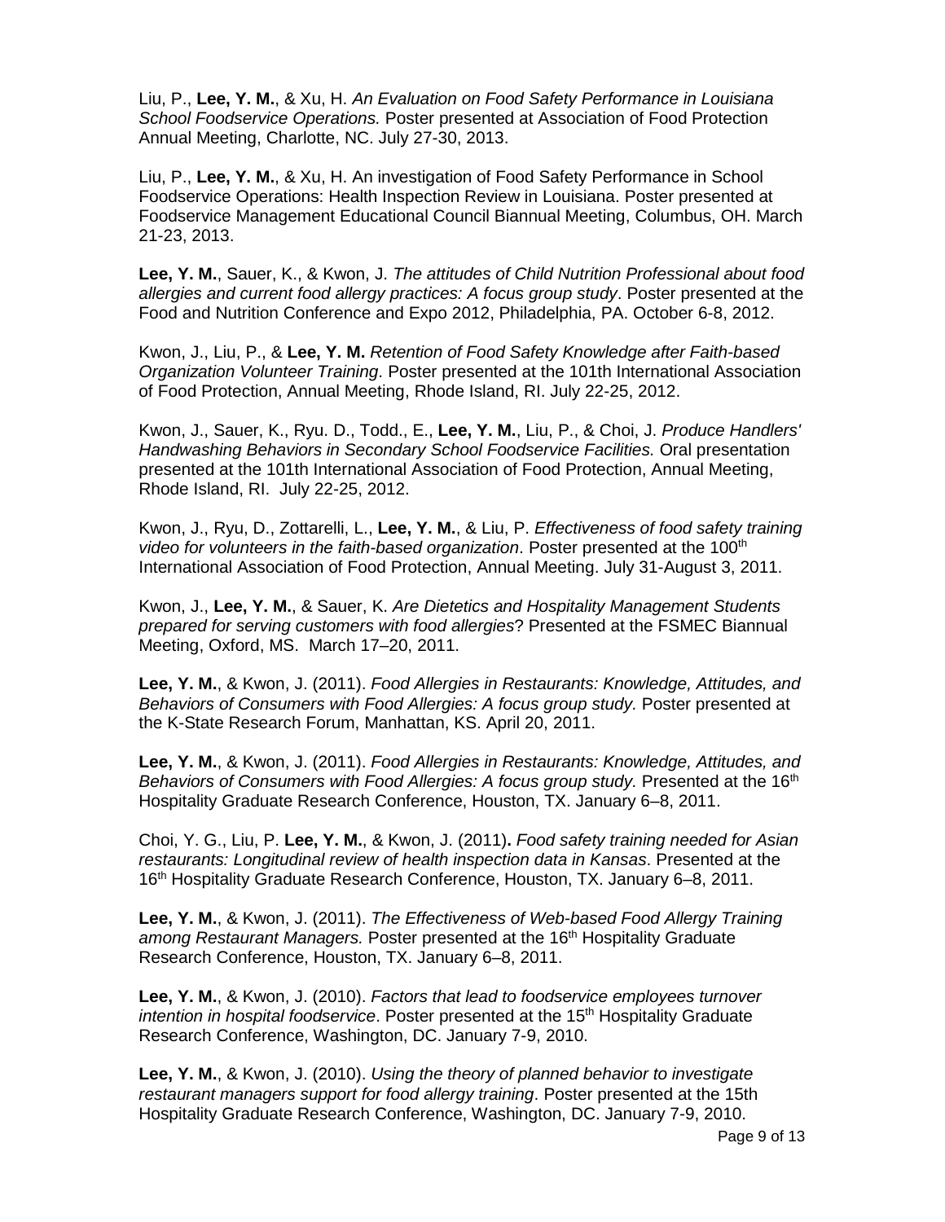Liu, P., **Lee, Y. M.**, & Xu, H. *An Evaluation on Food Safety Performance in Louisiana School Foodservice Operations.* Poster presented at Association of Food Protection Annual Meeting, Charlotte, NC. July 27-30, 2013.

Liu, P., **Lee, Y. M.**, & Xu, H. An investigation of Food Safety Performance in School Foodservice Operations: Health Inspection Review in Louisiana. Poster presented at Foodservice Management Educational Council Biannual Meeting, Columbus, OH. March 21-23, 2013.

**Lee, Y. M.**, Sauer, K., & Kwon, J. *The attitudes of Child Nutrition Professional about food allergies and current food allergy practices: A focus group study*. Poster presented at the Food and Nutrition Conference and Expo 2012, Philadelphia, PA. October 6-8, 2012.

Kwon, J., Liu, P., & **Lee, Y. M.** *Retention of Food Safety Knowledge after Faith-based Organization Volunteer Training*. Poster presented at the 101th International Association of Food Protection, Annual Meeting, Rhode Island, RI. July 22-25, 2012.

Kwon, J., Sauer, K., Ryu. D., Todd., E., **Lee, Y. M.**, Liu, P., & Choi, J. *Produce Handlers' Handwashing Behaviors in Secondary School Foodservice Facilities.* Oral presentation presented at the 101th International Association of Food Protection, Annual Meeting, Rhode Island, RI. July 22-25, 2012.

Kwon, J., Ryu, D., Zottarelli, L., **Lee, Y. M.**, & Liu, P. *Effectiveness of food safety training video for volunteers in the faith-based organization*. Poster presented at the 100th International Association of Food Protection, Annual Meeting. July 31-August 3, 2011.

Kwon, J., **Lee, Y. M.**, & Sauer, K. *Are Dietetics and Hospitality Management Students prepared for serving customers with food allergies*? Presented at the FSMEC Biannual Meeting, Oxford, MS. March 17–20, 2011.

**Lee, Y. M.**, & Kwon, J. (2011). *Food Allergies in Restaurants: Knowledge, Attitudes, and Behaviors of Consumers with Food Allergies: A focus group study.* Poster presented at the K-State Research Forum, Manhattan, KS. April 20, 2011.

**Lee, Y. M.**, & Kwon, J. (2011). *Food Allergies in Restaurants: Knowledge, Attitudes, and Behaviors of Consumers with Food Allergies: A focus group study.* Presented at the 16th Hospitality Graduate Research Conference, Houston, TX. January 6–8, 2011.

Choi, Y. G., Liu, P. **Lee, Y. M.**, & Kwon, J. (2011)**.** *Food safety training needed for Asian restaurants: Longitudinal review of health inspection data in Kansas*. Presented at the 16th Hospitality Graduate Research Conference, Houston, TX. January 6–8, 2011.

**Lee, Y. M.**, & Kwon, J. (2011). *The Effectiveness of Web-based Food Allergy Training among Restaurant Managers.* Poster presented at the 16th Hospitality Graduate Research Conference, Houston, TX. January 6–8, 2011.

**Lee, Y. M.**, & Kwon, J. (2010). *Factors that lead to foodservice employees turnover intention in hospital foodservice*. Poster presented at the 15th Hospitality Graduate Research Conference, Washington, DC. January 7-9, 2010.

**Lee, Y. M.**, & Kwon, J. (2010). *Using the theory of planned behavior to investigate restaurant managers support for food allergy training*. Poster presented at the 15th Hospitality Graduate Research Conference, Washington, DC. January 7-9, 2010.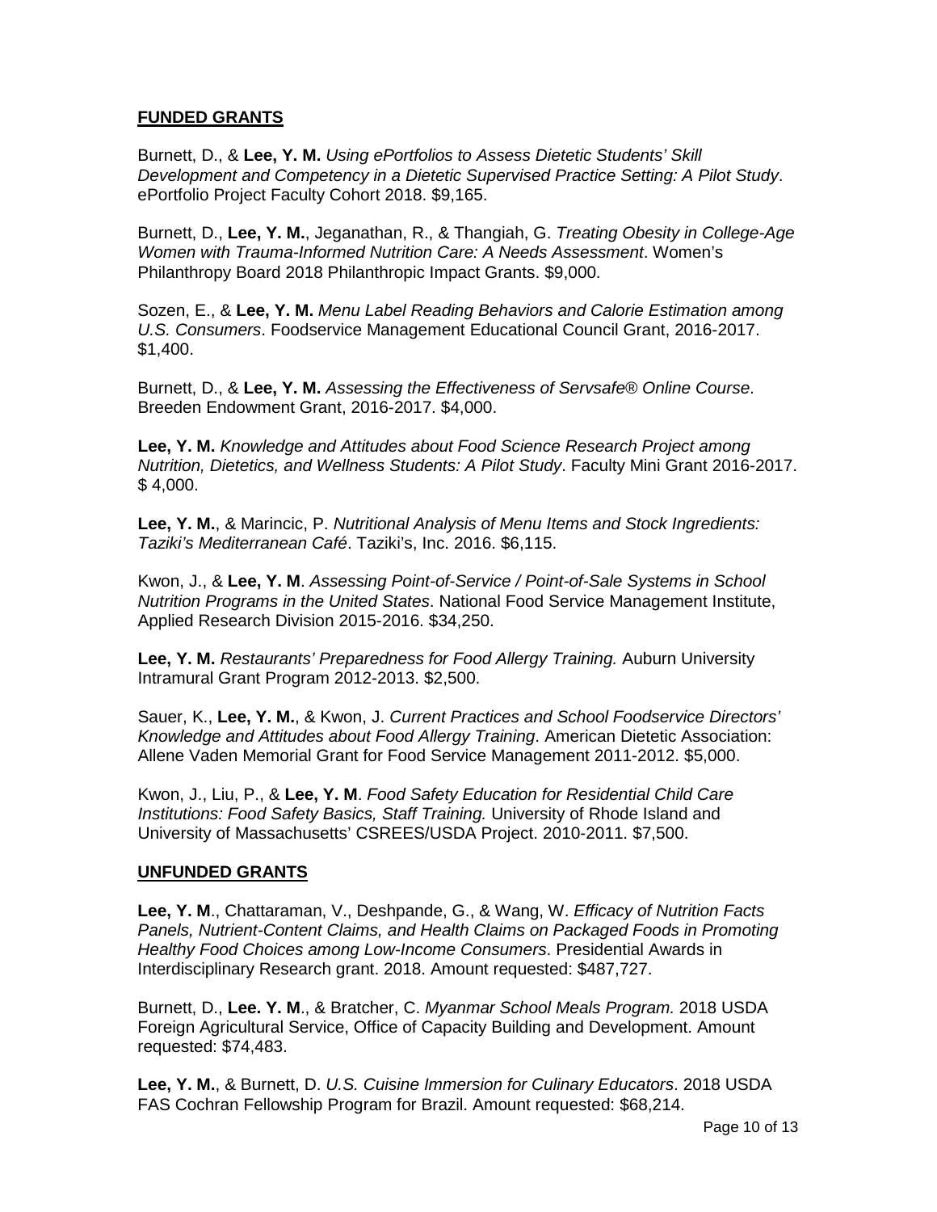## **FUNDED GRANTS**

Burnett, D., & **Lee, Y. M.** *Using ePortfolios to Assess Dietetic Students' Skill Development and Competency in a Dietetic Supervised Practice Setting: A Pilot Study*. ePortfolio Project Faculty Cohort 2018. $9,165.

Burnett, D., **Lee, Y. M.**, Jeganathan, R., & Thangiah, G. *Treating Obesity in College-Age Women with Trauma-Informed Nutrition Care: A Needs Assessment*. Women's Philanthropy Board 2018 Philanthropic Impact Grants. $9,000.

Sozen, E., & **Lee, Y. M.** *Menu Label Reading Behaviors and Calorie Estimation among U.S. Consumers*. Foodservice Management Educational Council Grant, 2016-2017. $1,400.

Burnett, D., & **Lee, Y. M.** *Assessing the Effectiveness of Servsafe® Online Course*. Breeden Endowment Grant, 2016-2017. $4,000.

**Lee, Y. M.** *Knowledge and Attitudes about Food Science Research Project among Nutrition, Dietetics, and Wellness Students: A Pilot Study*. Faculty Mini Grant 2016-2017. $ 4,000.

**Lee, Y. M.**, & Marincic, P. *Nutritional Analysis of Menu Items and Stock Ingredients: Taziki's Mediterranean Café*. Taziki's, Inc. 2016. $6,115.

Kwon, J., & **Lee, Y. M**. *Assessing Point-of-Service / Point-of-Sale Systems in School Nutrition Programs in the United States*. National Food Service Management Institute, Applied Research Division 2015-2016. $34,250.

**Lee, Y. M.** *Restaurants' Preparedness for Food Allergy Training.* Auburn University Intramural Grant Program 2012-2013. $2,500.

Sauer, K., **Lee, Y. M.**, & Kwon, J. *Current Practices and School Foodservice Directors' Knowledge and Attitudes about Food Allergy Training*. American Dietetic Association: Allene Vaden Memorial Grant for Food Service Management 2011-2012. $5,000.

Kwon, J., Liu, P., & **Lee, Y. M**. *Food Safety Education for Residential Child Care Institutions: Food Safety Basics, Staff Training.* University of Rhode Island and University of Massachusetts' CSREES/USDA Project. 2010-2011. $7,500.

## **UNFUNDED GRANTS**

**Lee, Y. M**., Chattaraman, V., Deshpande, G., & Wang, W. *Efficacy of Nutrition Facts Panels, Nutrient-Content Claims, and Health Claims on Packaged Foods in Promoting Healthy Food Choices among Low-Income Consumers*. Presidential Awards in Interdisciplinary Research grant. 2018. Amount requested: $487,727.

Burnett, D., **Lee. Y. M**., & Bratcher, C. *Myanmar School Meals Program.* 2018 USDA Foreign Agricultural Service, Office of Capacity Building and Development. Amount requested: $74,483.

**Lee, Y. M.**, & Burnett, D. *U.S. Cuisine Immersion for Culinary Educators*. 2018 USDA FAS Cochran Fellowship Program for Brazil. Amount requested: $68,214.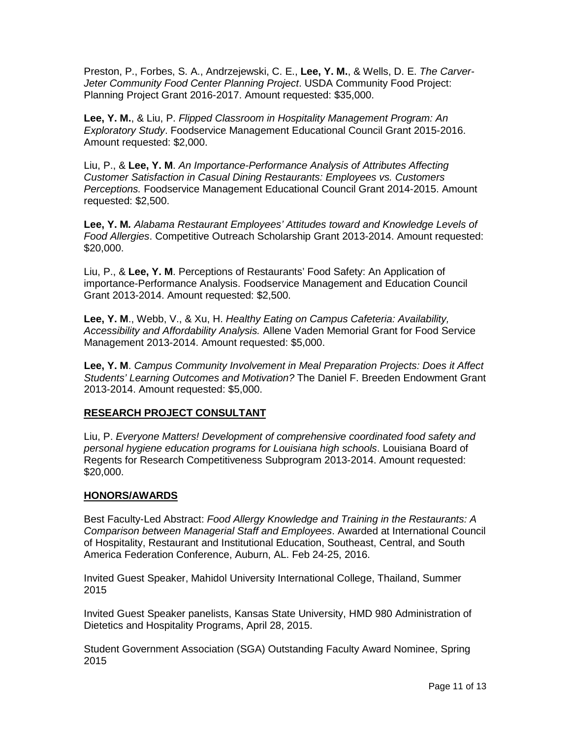Preston, P., Forbes, S. A., Andrzejewski, C. E., **Lee, Y. M.**, & Wells, D. E. *The Carver-Jeter Community Food Center Planning Project*. USDA Community Food Project: Planning Project Grant 2016-2017. Amount requested: $35,000.

**Lee, Y. M.**, & Liu, P. *Flipped Classroom in Hospitality Management Program: An Exploratory Study*. Foodservice Management Educational Council Grant 2015-2016. Amount requested: $2,000.

Liu, P., & **Lee, Y. M**. *An Importance-Performance Analysis of Attributes Affecting Customer Satisfaction in Casual Dining Restaurants: Employees vs. Customers Perceptions.* Foodservice Management Educational Council Grant 2014-2015. Amount requested: $2,500.

**Lee, Y. M.** *Alabama Restaurant Employees' Attitudes toward and Knowledge Levels of Food Allergies*. Competitive Outreach Scholarship Grant 2013-2014. Amount requested: $20,000.

Liu, P., & **Lee, Y. M**. Perceptions of Restaurants' Food Safety: An Application of importance-Performance Analysis. Foodservice Management and Education Council Grant 2013-2014. Amount requested: $2,500.

**Lee, Y. M**., Webb, V., & Xu, H. *Healthy Eating on Campus Cafeteria: Availability, Accessibility and Affordability Analysis.* Allene Vaden Memorial Grant for Food Service Management 2013-2014. Amount requested: $5,000.

**Lee, Y. M**. *Campus Community Involvement in Meal Preparation Projects: Does it Affect Students' Learning Outcomes and Motivation?* The Daniel F. Breeden Endowment Grant 2013-2014. Amount requested: $5,000.

## RESEARCH PROJECT CONSULTANT

Liu, P. *Everyone Matters! Development of comprehensive coordinated food safety and personal hygiene education programs for Louisiana high schools*. Louisiana Board of Regents for Research Competitiveness Subprogram 2013-2014. Amount requested: $20,000.

## HONORS/AWARDS

Best Faculty-Led Abstract: *Food Allergy Knowledge and Training in the Restaurants: A Comparison between Managerial Staff and Employees*. Awarded at International Council of Hospitality, Restaurant and Institutional Education, Southeast, Central, and South America Federation Conference, Auburn, AL. Feb 24-25, 2016.

Invited Guest Speaker, Mahidol University International College, Thailand, Summer 2015

Invited Guest Speaker panelists, Kansas State University, HMD 980 Administration of Dietetics and Hospitality Programs, April 28, 2015.

Student Government Association (SGA) Outstanding Faculty Award Nominee, Spring 2015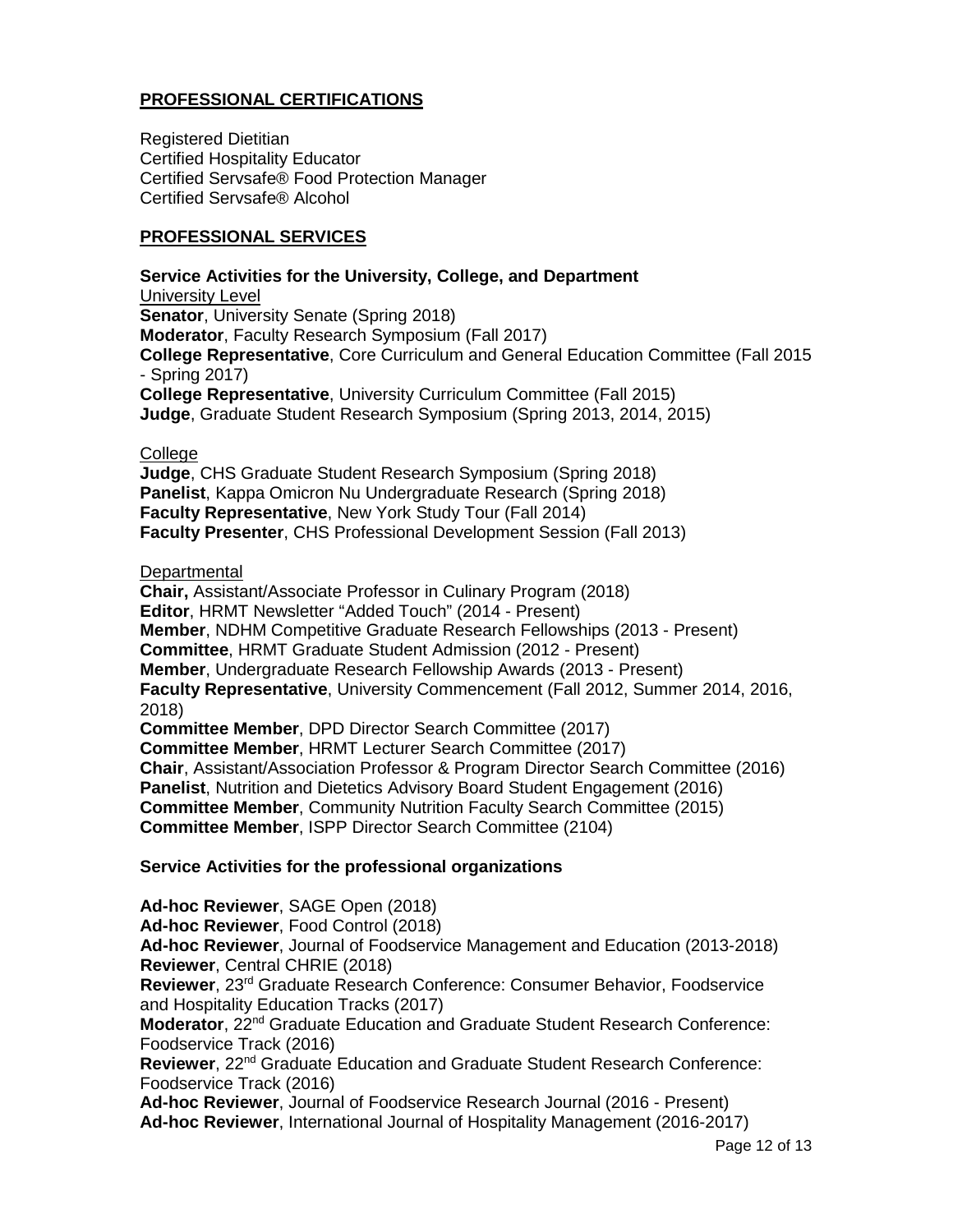## PROFESSIONAL CERTIFICATIONS

Registered Dietitian
Certified Hospitality Educator
Certified Servsafe® Food Protection Manager
Certified Servsafe® Alcohol

## PROFESSIONAL SERVICES

### Service Activities for the University, College, and Department

University Level

**Senator**, University Senate (Spring 2018)
**Moderator**, Faculty Research Symposium (Fall 2017)
**College Representative**, Core Curriculum and General Education Committee (Fall 2015 - Spring 2017)
**College Representative**, University Curriculum Committee (Fall 2015)
**Judge**, Graduate Student Research Symposium (Spring 2013, 2014, 2015)

College

**Judge**, CHS Graduate Student Research Symposium (Spring 2018)
**Panelist**, Kappa Omicron Nu Undergraduate Research (Spring 2018)
**Faculty Representative**, New York Study Tour (Fall 2014)
**Faculty Presenter**, CHS Professional Development Session (Fall 2013)

Departmental

**Chair,** Assistant/Associate Professor in Culinary Program (2018)
**Editor**, HRMT Newsletter "Added Touch" (2014 - Present)
**Member**, NDHM Competitive Graduate Research Fellowships (2013 - Present)
**Committee**, HRMT Graduate Student Admission (2012 - Present)
**Member**, Undergraduate Research Fellowship Awards (2013 - Present)
**Faculty Representative**, University Commencement (Fall 2012, Summer 2014, 2016, 2018)
**Committee Member**, DPD Director Search Committee (2017)
**Committee Member**, HRMT Lecturer Search Committee (2017)
**Chair**, Assistant/Association Professor & Program Director Search Committee (2016)
**Panelist**, Nutrition and Dietetics Advisory Board Student Engagement (2016)
**Committee Member**, Community Nutrition Faculty Search Committee (2015)
**Committee Member**, ISPP Director Search Committee (2104)

### Service Activities for the professional organizations

**Ad-hoc Reviewer**, SAGE Open (2018)
**Ad-hoc Reviewer**, Food Control (2018)
**Ad-hoc Reviewer**, Journal of Foodservice Management and Education (2013-2018)
**Reviewer**, Central CHRIE (2018)
**Reviewer**, 23rd Graduate Research Conference: Consumer Behavior, Foodservice and Hospitality Education Tracks (2017)
**Moderator**, 22nd Graduate Education and Graduate Student Research Conference: Foodservice Track (2016)
**Reviewer**, 22nd Graduate Education and Graduate Student Research Conference: Foodservice Track (2016)
**Ad-hoc Reviewer**, Journal of Foodservice Research Journal (2016 - Present)
**Ad-hoc Reviewer**, International Journal of Hospitality Management (2016-2017)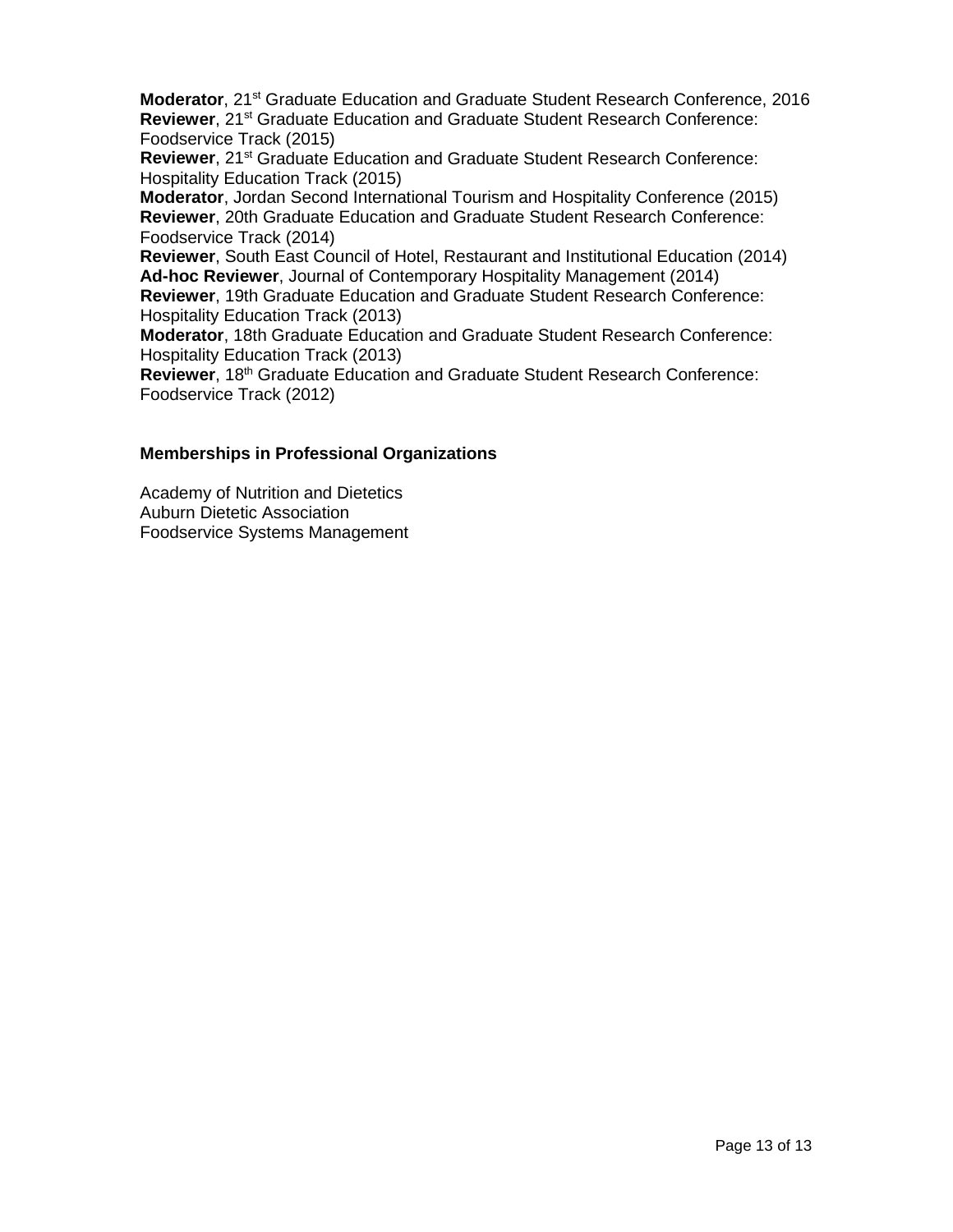**Moderator**, 21st Graduate Education and Graduate Student Research Conference, 2016
**Reviewer**, 21st Graduate Education and Graduate Student Research Conference: Foodservice Track (2015)
**Reviewer**, 21st Graduate Education and Graduate Student Research Conference: Hospitality Education Track (2015)
**Moderator**, Jordan Second International Tourism and Hospitality Conference (2015)
**Reviewer**, 20th Graduate Education and Graduate Student Research Conference: Foodservice Track (2014)
**Reviewer**, South East Council of Hotel, Restaurant and Institutional Education (2014)
**Ad-hoc Reviewer**, Journal of Contemporary Hospitality Management (2014)
**Reviewer**, 19th Graduate Education and Graduate Student Research Conference: Hospitality Education Track (2013)
**Moderator**, 18th Graduate Education and Graduate Student Research Conference: Hospitality Education Track (2013)
**Reviewer**, 18th Graduate Education and Graduate Student Research Conference: Foodservice Track (2012)

**Memberships in Professional Organizations**

Academy of Nutrition and Dietetics
Auburn Dietetic Association
Foodservice Systems Management